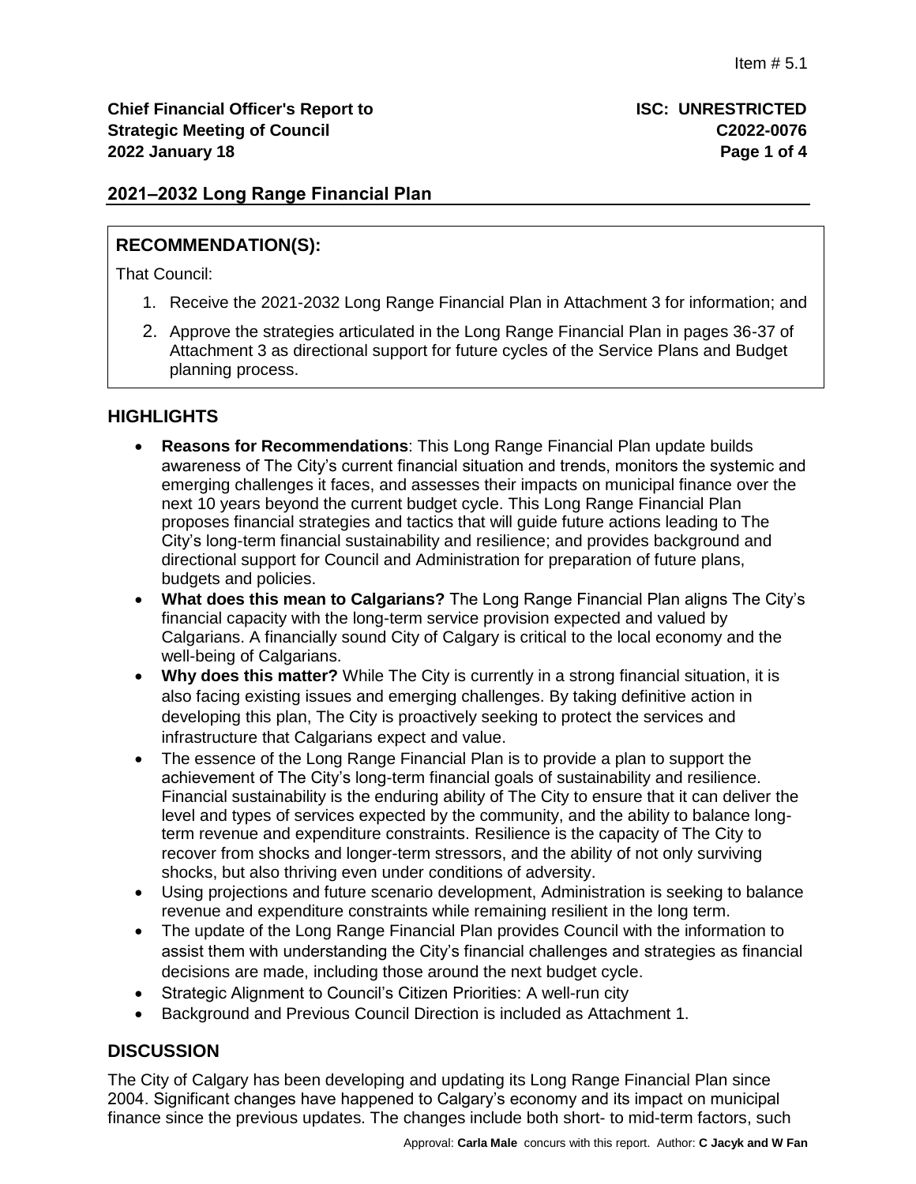Item # 5.1

**Chief Financial Officer's Report to Strategic Meeting of Council**
**2022 January 18**

**ISC: UNRESTRICTED**
**C2022-0076**

## 2021–2032 Long Range Financial Plan

### RECOMMENDATION(S):

That Council:

1. Receive the 2021-2032 Long Range Financial Plan in Attachment 3 for information; and
2. Approve the strategies articulated in the Long Range Financial Plan in pages 36-37 of Attachment 3 as directional support for future cycles of the Service Plans and Budget planning process.

### HIGHLIGHTS

- **Reasons for Recommendations**: This Long Range Financial Plan update builds awareness of The City's current financial situation and trends, monitors the systemic and emerging challenges it faces, and assesses their impacts on municipal finance over the next 10 years beyond the current budget cycle. This Long Range Financial Plan proposes financial strategies and tactics that will guide future actions leading to The City's long-term financial sustainability and resilience; and provides background and directional support for Council and Administration for preparation of future plans, budgets and policies.
- **What does this mean to Calgarians?** The Long Range Financial Plan aligns The City's financial capacity with the long-term service provision expected and valued by Calgarians. A financially sound City of Calgary is critical to the local economy and the well-being of Calgarians.
- **Why does this matter?** While The City is currently in a strong financial situation, it is also facing existing issues and emerging challenges. By taking definitive action in developing this plan, The City is proactively seeking to protect the services and infrastructure that Calgarians expect and value.
- The essence of the Long Range Financial Plan is to provide a plan to support the achievement of The City's long-term financial goals of sustainability and resilience. Financial sustainability is the enduring ability of The City to ensure that it can deliver the level and types of services expected by the community, and the ability to balance long-term revenue and expenditure constraints. Resilience is the capacity of The City to recover from shocks and longer-term stressors, and the ability of not only surviving shocks, but also thriving even under conditions of adversity.
- Using projections and future scenario development, Administration is seeking to balance revenue and expenditure constraints while remaining resilient in the long term.
- The update of the Long Range Financial Plan provides Council with the information to assist them with understanding the City's financial challenges and strategies as financial decisions are made, including those around the next budget cycle.
- Strategic Alignment to Council's Citizen Priorities: A well-run city
- Background and Previous Council Direction is included as Attachment 1.

### DISCUSSION

The City of Calgary has been developing and updating its Long Range Financial Plan since 2004. Significant changes have happened to Calgary's economy and its impact on municipal finance since the previous updates. The changes include both short- to mid-term factors, such

Approval: **Carla Male** concurs with this report. Author: **C Jacyk and W Fan**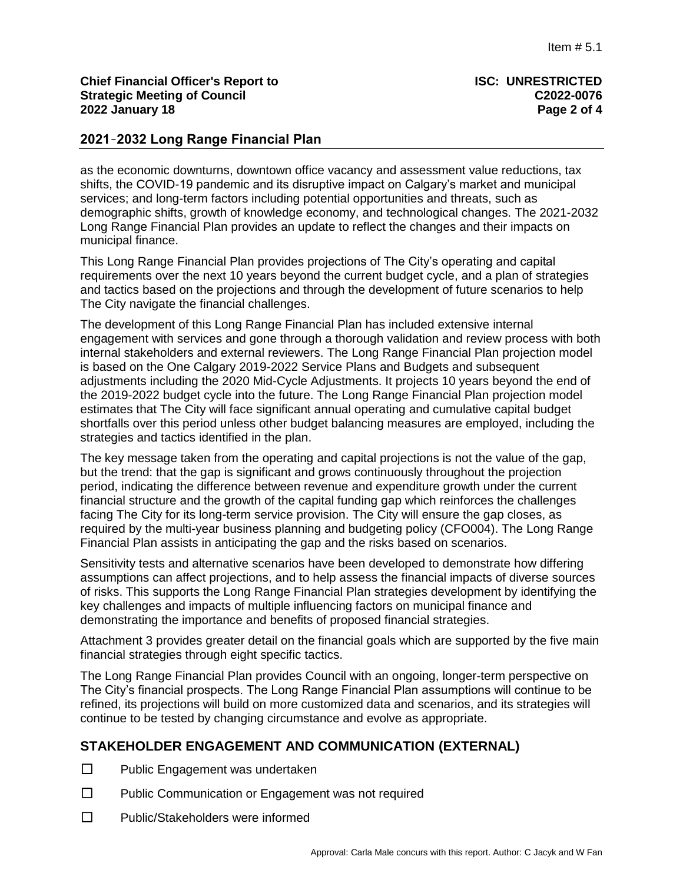## 2021-2032 Long Range Financial Plan

as the economic downturns, downtown office vacancy and assessment value reductions, tax shifts, the COVID-19 pandemic and its disruptive impact on Calgary's market and municipal services; and long-term factors including potential opportunities and threats, such as demographic shifts, growth of knowledge economy, and technological changes. The 2021-2032 Long Range Financial Plan provides an update to reflect the changes and their impacts on municipal finance.

This Long Range Financial Plan provides projections of The City's operating and capital requirements over the next 10 years beyond the current budget cycle, and a plan of strategies and tactics based on the projections and through the development of future scenarios to help The City navigate the financial challenges.

The development of this Long Range Financial Plan has included extensive internal engagement with services and gone through a thorough validation and review process with both internal stakeholders and external reviewers. The Long Range Financial Plan projection model is based on the One Calgary 2019-2022 Service Plans and Budgets and subsequent adjustments including the 2020 Mid-Cycle Adjustments. It projects 10 years beyond the end of the 2019-2022 budget cycle into the future. The Long Range Financial Plan projection model estimates that The City will face significant annual operating and cumulative capital budget shortfalls over this period unless other budget balancing measures are employed, including the strategies and tactics identified in the plan.

The key message taken from the operating and capital projections is not the value of the gap, but the trend: that the gap is significant and grows continuously throughout the projection period, indicating the difference between revenue and expenditure growth under the current financial structure and the growth of the capital funding gap which reinforces the challenges facing The City for its long-term service provision. The City will ensure the gap closes, as required by the multi-year business planning and budgeting policy (CFO004). The Long Range Financial Plan assists in anticipating the gap and the risks based on scenarios.

Sensitivity tests and alternative scenarios have been developed to demonstrate how differing assumptions can affect projections, and to help assess the financial impacts of diverse sources of risks. This supports the Long Range Financial Plan strategies development by identifying the key challenges and impacts of multiple influencing factors on municipal finance and demonstrating the importance and benefits of proposed financial strategies.

Attachment 3 provides greater detail on the financial goals which are supported by the five main financial strategies through eight specific tactics.

The Long Range Financial Plan provides Council with an ongoing, longer-term perspective on The City's financial prospects. The Long Range Financial Plan assumptions will continue to be refined, its projections will build on more customized data and scenarios, and its strategies will continue to be tested by changing circumstance and evolve as appropriate.

## STAKEHOLDER ENGAGEMENT AND COMMUNICATION (EXTERNAL)

☐ Public Engagement was undertaken

☐ Public Communication or Engagement was not required

☐ Public/Stakeholders were informed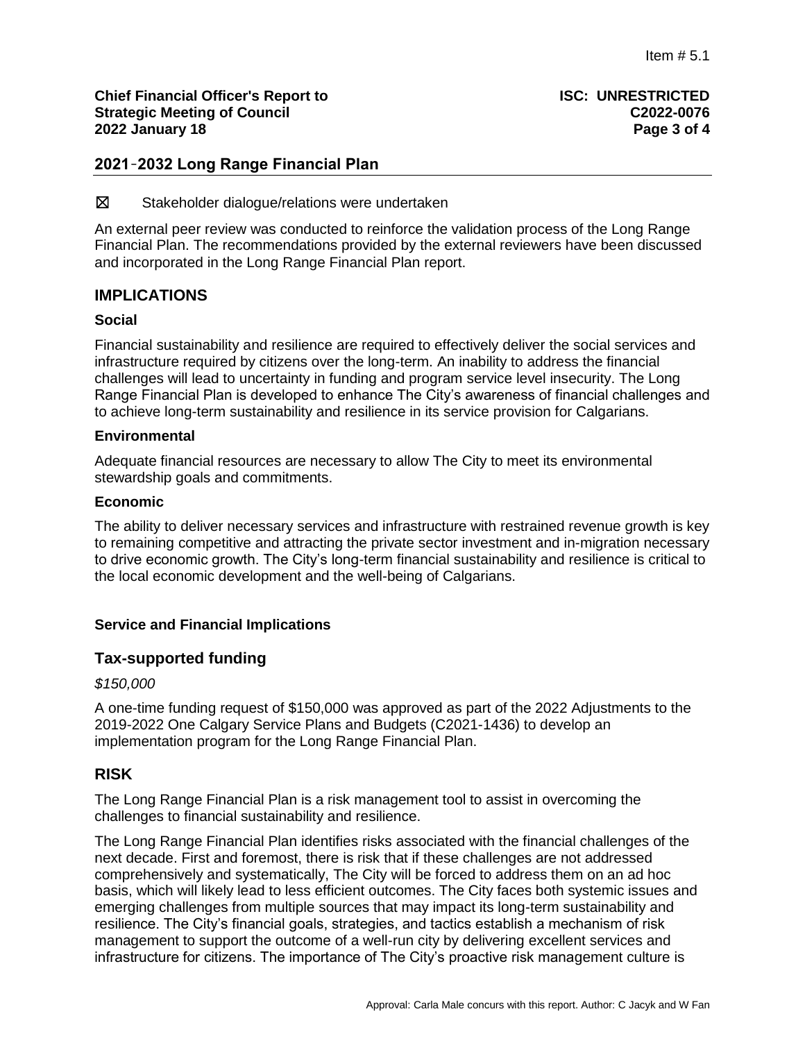## 2021-2032 Long Range Financial Plan

☒ Stakeholder dialogue/relations were undertaken

An external peer review was conducted to reinforce the validation process of the Long Range Financial Plan. The recommendations provided by the external reviewers have been discussed and incorporated in the Long Range Financial Plan report.

## IMPLICATIONS

### Social

Financial sustainability and resilience are required to effectively deliver the social services and infrastructure required by citizens over the long-term. An inability to address the financial challenges will lead to uncertainty in funding and program service level insecurity. The Long Range Financial Plan is developed to enhance The City's awareness of financial challenges and to achieve long-term sustainability and resilience in its service provision for Calgarians.

### Environmental

Adequate financial resources are necessary to allow The City to meet its environmental stewardship goals and commitments.

### Economic

The ability to deliver necessary services and infrastructure with restrained revenue growth is key to remaining competitive and attracting the private sector investment and in-migration necessary to drive economic growth. The City's long-term financial sustainability and resilience is critical to the local economic development and the well-being of Calgarians.

### Service and Financial Implications

## Tax-supported funding

*$150,000*

A one-time funding request of $150,000 was approved as part of the 2022 Adjustments to the 2019-2022 One Calgary Service Plans and Budgets (C2021-1436) to develop an implementation program for the Long Range Financial Plan.

## RISK

The Long Range Financial Plan is a risk management tool to assist in overcoming the challenges to financial sustainability and resilience.

The Long Range Financial Plan identifies risks associated with the financial challenges of the next decade. First and foremost, there is risk that if these challenges are not addressed comprehensively and systematically, The City will be forced to address them on an ad hoc basis, which will likely lead to less efficient outcomes. The City faces both systemic issues and emerging challenges from multiple sources that may impact its long-term sustainability and resilience. The City's financial goals, strategies, and tactics establish a mechanism of risk management to support the outcome of a well-run city by delivering excellent services and infrastructure for citizens. The importance of The City's proactive risk management culture is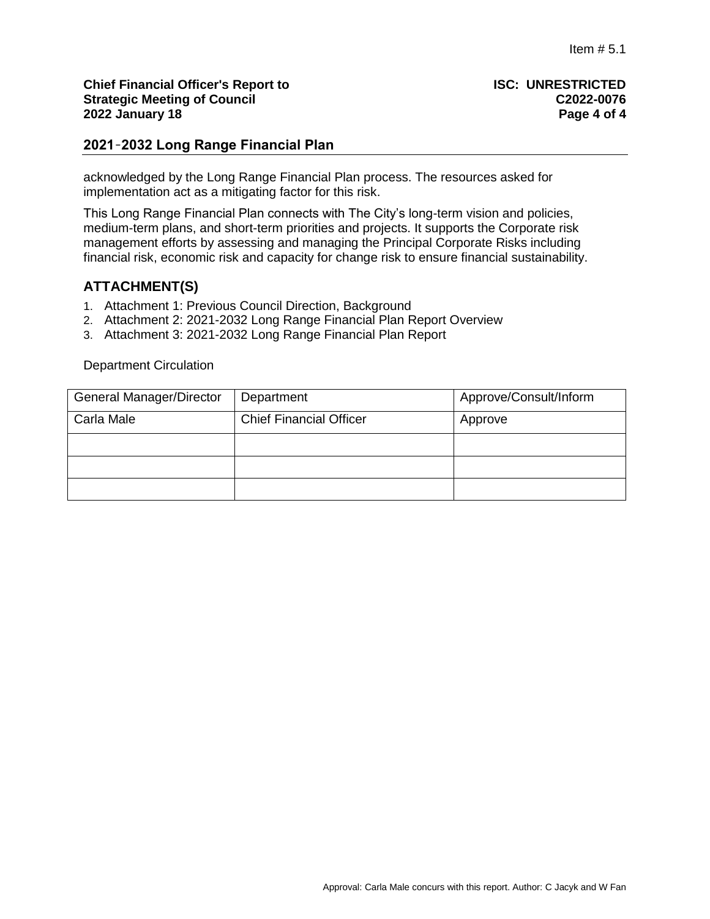acknowledged by the Long Range Financial Plan process. The resources asked for implementation act as a mitigating factor for this risk.

This Long Range Financial Plan connects with The City's long-term vision and policies, medium-term plans, and short-term priorities and projects. It supports the Corporate risk management efforts by assessing and managing the Principal Corporate Risks including financial risk, economic risk and capacity for change risk to ensure financial sustainability.

## ATTACHMENT(S)

1. Attachment 1: Previous Council Direction, Background
2. Attachment 2: 2021-2032 Long Range Financial Plan Report Overview
3. Attachment 3: 2021-2032 Long Range Financial Plan Report

Department Circulation

| General Manager/Director | Department | Approve/Consult/Inform |
|---|---|---|
| Carla Male | Chief Financial Officer | Approve |
| | | |
| | | |
| | | |

Approval: Carla Male concurs with this report. Author: C Jacyk and W Fan